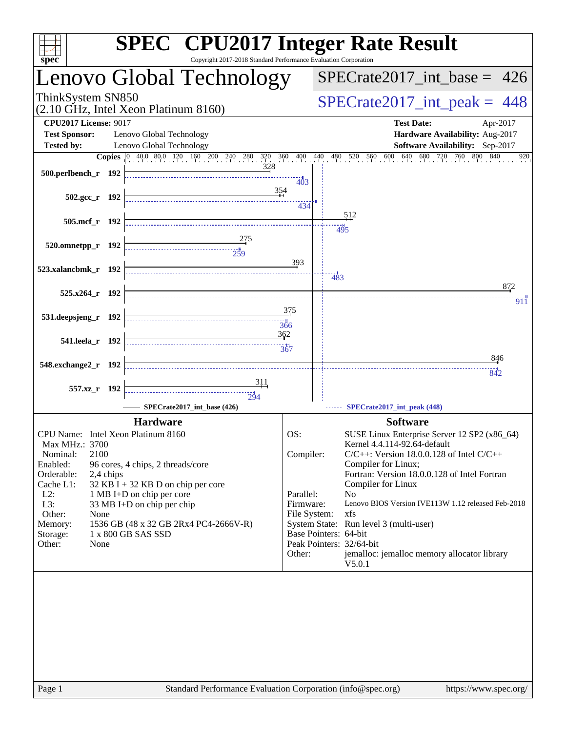# SPEC CPU2017 Integer Rate Result

Copyright 2017-2018 Standard Performance Evaluation Corporation

## Lenovo Global Technology

ThinkSystem SN850
(2.10 GHz, Intel Xeon Platinum 8160)

SPECrate2017_int_base = 426

SPECrate2017_int_peak = 448

**CPU2017 License:** 9017
**Test Sponsor:** Lenovo Global Technology
**Tested by:** Lenovo Global Technology

**Test Date:** Apr-2017
**Hardware Availability:** Aug-2017
**Software Availability:** Sep-2017

| Benchmark | Copies | Base | Peak |
|---|---|---|---|
| 500.perlbench_r | 192 | 328 | 403 |
| 502.gcc_r | 192 | 354 | 434 |
| 505.mcf_r | 192 | 512 | 495 |
| 520.omnetpp_r | 192 | 275 | 259 |
| 523.xalancbmk_r | 192 | 393 | 483 |
| 525.x264_r | 192 | 872 | 911 |
| 531.deepsjeng_r | 192 | 375 | 366 |
| 541.leela_r | 192 | 362 | 367 |
| 548.exchange2_r | 192 | 846 | 842 |
| 557.xz_r | 192 | 311 | 294 |

SPECrate2017_int_base (426) —— SPECrate2017_int_peak (448)

### Hardware

| | |
|---|---|
| CPU Name: | Intel Xeon Platinum 8160 |
| Max MHz.: | 3700 |
| Nominal: | 2100 |
| Enabled: | 96 cores, 4 chips, 2 threads/core |
| Orderable: | 2,4 chips |
| Cache L1: | 32 KB I + 32 KB D on chip per core |
| L2: | 1 MB I+D on chip per core |
| L3: | 33 MB I+D on chip per chip |
| Other: | None |
| Memory: | 1536 GB (48 x 32 GB 2Rx4 PC4-2666V-R) |
| Storage: | 1 x 800 GB SAS SSD |
| Other: | None |

### Software

| | |
|---|---|
| OS: | SUSE Linux Enterprise Server 12 SP2 (x86_64) Kernel 4.4.114-92.64-default |
| Compiler: | C/C++: Version 18.0.0.128 of Intel C/C++ Compiler for Linux; Fortran: Version 18.0.0.128 of Intel Fortran Compiler for Linux |
| Parallel: | No |
| Firmware: | Lenovo BIOS Version IVE113W 1.12 released Feb-2018 |
| File System: | xfs |
| System State: | Run level 3 (multi-user) |
| Base Pointers: | 64-bit |
| Peak Pointers: | 32/64-bit |
| Other: | jemalloc: jemalloc memory allocator library V5.0.1 |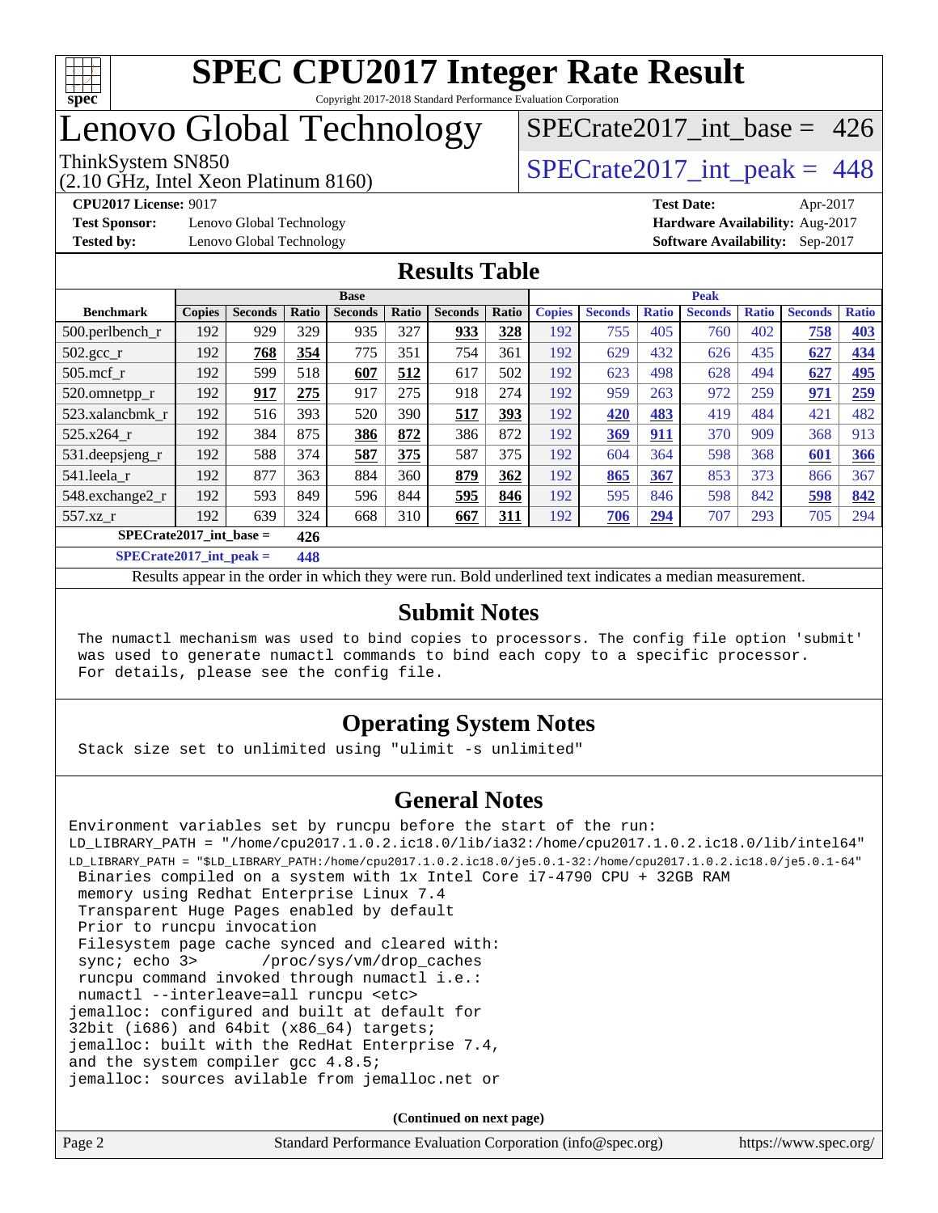# SPEC CPU2017 Integer Rate Result

Copyright 2017-2018 Standard Performance Evaluation Corporation

# Lenovo Global Technology

ThinkSystem SN850
(2.10 GHz, Intel Xeon Platinum 8160)

SPECrate2017_int_base = 426

SPECrate2017_int_peak = 448

**CPU2017 License:** 9017
**Test Sponsor:** Lenovo Global Technology
**Tested by:** Lenovo Global Technology

**Test Date:** Apr-2017
**Hardware Availability:** Aug-2017
**Software Availability:** Sep-2017

## Results Table

| | Base | | | | | | | Peak | | | | | | |
|---|---|---|---|---|---|---|---|---|---|---|---|---|---|---|
| **Benchmark** | **Copies** | **Seconds** | **Ratio** | **Seconds** | **Ratio** | **Seconds** | **Ratio** | **Copies** | **Seconds** | **Ratio** | **Seconds** | **Ratio** | **Seconds** | **Ratio** |
| 500.perlbench_r | 192 | 929 | 329 | 935 | 327 | **933** | **328** | 192 | 755 | 405 | 760 | 402 | **758** | **403** |
| 502.gcc_r | 192 | **768** | **354** | 775 | 351 | 754 | 361 | 192 | 629 | 432 | 626 | 435 | **627** | **434** |
| 505.mcf_r | 192 | 599 | 518 | **607** | **512** | 617 | 502 | 192 | 623 | 498 | 628 | 494 | **627** | **495** |
| 520.omnetpp_r | 192 | **917** | **275** | 917 | 275 | 918 | 274 | 192 | 959 | 263 | 972 | 259 | **971** | **259** |
| 523.xalancbmk_r | 192 | 516 | 393 | 520 | 390 | **517** | **393** | 192 | **420** | **483** | 419 | 484 | 421 | 482 |
| 525.x264_r | 192 | 384 | 875 | **386** | **872** | 386 | 872 | 192 | **369** | **911** | 370 | 909 | 368 | 913 |
| 531.deepsjeng_r | 192 | 588 | 374 | **587** | **375** | 587 | 375 | 192 | 604 | 364 | 598 | 368 | **601** | **366** |
| 541.leela_r | 192 | 877 | 363 | 884 | 360 | **879** | **362** | 192 | **865** | **367** | 853 | 373 | 866 | 367 |
| 548.exchange2_r | 192 | 593 | 849 | 596 | 844 | **595** | **846** | 192 | 595 | 846 | 598 | 842 | **598** | **842** |
| 557.xz_r | 192 | 639 | 324 | 668 | 310 | **667** | **311** | 192 | **706** | **294** | 707 | 293 | 705 | 294 |

**SPECrate2017_int_base = 426**

**SPECrate2017_int_peak = 448**

Results appear in the order in which they were run. Bold underlined text indicates a median measurement.

## Submit Notes

```
The numactl mechanism was used to bind copies to processors. The config file option 'submit'
was used to generate numactl commands to bind each copy to a specific processor.
For details, please see the config file.
```

## Operating System Notes

```
Stack size set to unlimited using "ulimit -s unlimited"
```

## General Notes

```
Environment variables set by runcpu before the start of the run:
LD_LIBRARY_PATH = "/home/cpu2017.1.0.2.ic18.0/lib/ia32:/home/cpu2017.1.0.2.ic18.0/lib/intel64"
LD_LIBRARY_PATH = "$LD_LIBRARY_PATH:/home/cpu2017.1.0.2.ic18.0/je5.0.1-32:/home/cpu2017.1.0.2.ic18.0/je5.0.1-64"
 Binaries compiled on a system with 1x Intel Core i7-4790 CPU + 32GB RAM
 memory using Redhat Enterprise Linux 7.4
 Transparent Huge Pages enabled by default
 Prior to runcpu invocation
 Filesystem page cache synced and cleared with:
 sync; echo 3>       /proc/sys/vm/drop_caches
 runcpu command invoked through numactl i.e.:
 numactl --interleave=all runcpu <etc>
jemalloc: configured and built at default for
32bit (i686) and 64bit (x86_64) targets;
jemalloc: built with the RedHat Enterprise 7.4,
and the system compiler gcc 4.8.5;
jemalloc: sources avilable from jemalloc.net or
```

**(Continued on next page)**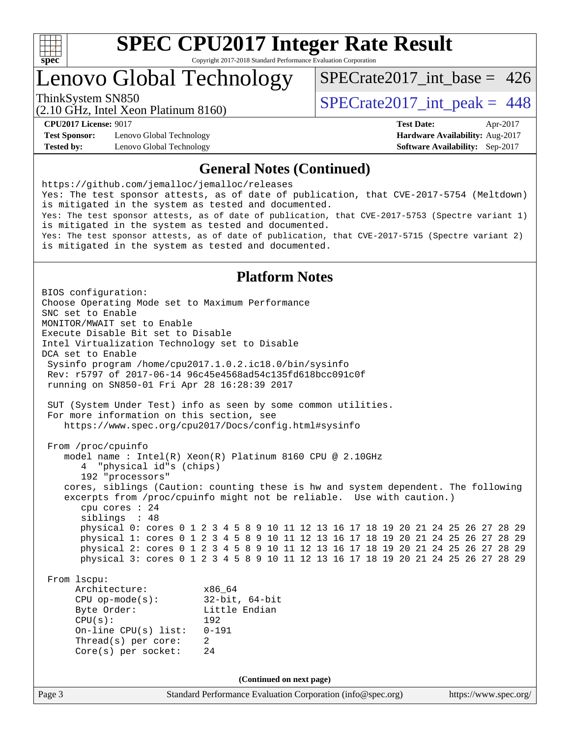# SPEC CPU2017 Integer Rate Result

Copyright 2017-2018 Standard Performance Evaluation Corporation

## Lenovo Global Technology

ThinkSystem SN850
(2.10 GHz, Intel Xeon Platinum 8160)

SPECrate2017_int_base = 426

SPECrate2017_int_peak = 448

**CPU2017 License:** 9017
**Test Sponsor:** Lenovo Global Technology
**Tested by:** Lenovo Global Technology

**Test Date:** Apr-2017
**Hardware Availability:** Aug-2017
**Software Availability:** Sep-2017

### General Notes (Continued)

```
https://github.com/jemalloc/jemalloc/releases
Yes: The test sponsor attests, as of date of publication, that CVE-2017-5754 (Meltdown)
is mitigated in the system as tested and documented.
Yes: The test sponsor attests, as of date of publication, that CVE-2017-5753 (Spectre variant 1)
is mitigated in the system as tested and documented.
Yes: The test sponsor attests, as of date of publication, that CVE-2017-5715 (Spectre variant 2)
is mitigated in the system as tested and documented.
```

### Platform Notes

```
BIOS configuration:
Choose Operating Mode set to Maximum Performance
SNC set to Enable
MONITOR/MWAIT set to Enable
Execute Disable Bit set to Disable
Intel Virtualization Technology set to Disable
DCA set to Enable
 Sysinfo program /home/cpu2017.1.0.2.ic18.0/bin/sysinfo
 Rev: r5797 of 2017-06-14 96c45e4568ad54c135fd618bcc091c0f
 running on SN850-01 Fri Apr 28 16:28:39 2017

 SUT (System Under Test) info as seen by some common utilities.
 For more information on this section, see
    https://www.spec.org/cpu2017/Docs/config.html#sysinfo

 From /proc/cpuinfo
    model name : Intel(R) Xeon(R) Platinum 8160 CPU @ 2.10GHz
       4  "physical id"s (chips)
       192 "processors"
    cores, siblings (Caution: counting these is hw and system dependent. The following
    excerpts from /proc/cpuinfo might not be reliable.  Use with caution.)
       cpu cores : 24
       siblings  : 48
       physical 0: cores 0 1 2 3 4 5 8 9 10 11 12 13 16 17 18 19 20 21 24 25 26 27 28 29
       physical 1: cores 0 1 2 3 4 5 8 9 10 11 12 13 16 17 18 19 20 21 24 25 26 27 28 29
       physical 2: cores 0 1 2 3 4 5 8 9 10 11 12 13 16 17 18 19 20 21 24 25 26 27 28 29
       physical 3: cores 0 1 2 3 4 5 8 9 10 11 12 13 16 17 18 19 20 21 24 25 26 27 28 29

 From lscpu:
      Architecture:          x86_64
      CPU op-mode(s):        32-bit, 64-bit
      Byte Order:            Little Endian
      CPU(s):                192
      On-line CPU(s) list:   0-191
      Thread(s) per core:    2
      Core(s) per socket:    24
```

(Continued on next page)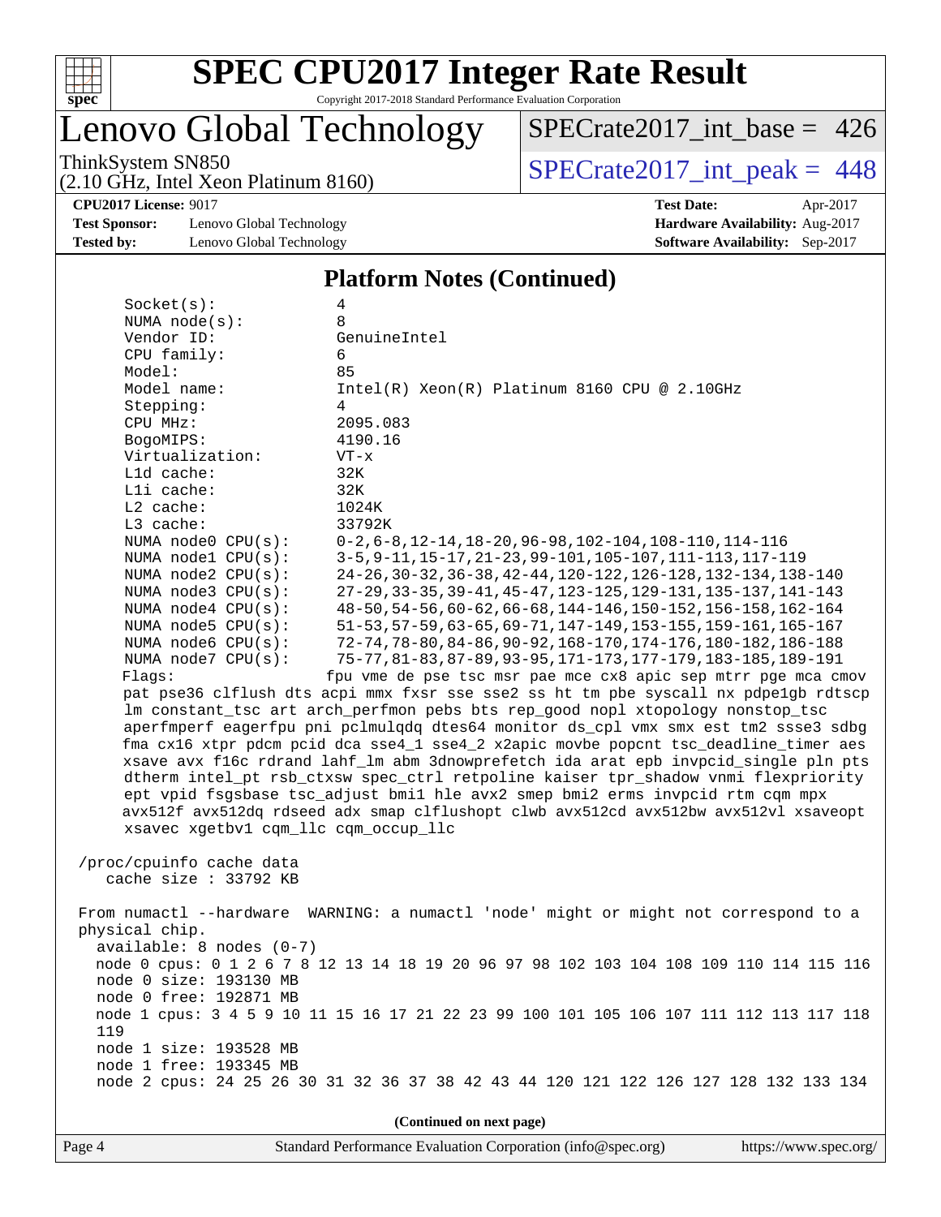# SPEC CPU2017 Integer Rate Result

Copyright 2017-2018 Standard Performance Evaluation Corporation

## Lenovo Global Technology

ThinkSystem SN850
(2.10 GHz, Intel Xeon Platinum 8160)

SPECrate2017_int_base = 426

SPECrate2017_int_peak = 448

**CPU2017 License:** 9017
**Test Sponsor:** Lenovo Global Technology
**Tested by:** Lenovo Global Technology

**Test Date:** Apr-2017
**Hardware Availability:** Aug-2017
**Software Availability:** Sep-2017

### Platform Notes (Continued)

```
     Socket(s):               4
     NUMA node(s):            8
     Vendor ID:               GenuineIntel
     CPU family:              6
     Model:                   85
     Model name:              Intel(R) Xeon(R) Platinum 8160 CPU @ 2.10GHz
     Stepping:                4
     CPU MHz:                 2095.083
     BogoMIPS:                4190.16
     Virtualization:          VT-x
     L1d cache:               32K
     L1i cache:               32K
     L2 cache:                1024K
     L3 cache:                33792K
     NUMA node0 CPU(s):       0-2,6-8,12-14,18-20,96-98,102-104,108-110,114-116
     NUMA node1 CPU(s):       3-5,9-11,15-17,21-23,99-101,105-107,111-113,117-119
     NUMA node2 CPU(s):       24-26,30-32,36-38,42-44,120-122,126-128,132-134,138-140
     NUMA node3 CPU(s):       27-29,33-35,39-41,45-47,123-125,129-131,135-137,141-143
     NUMA node4 CPU(s):       48-50,54-56,60-62,66-68,144-146,150-152,156-158,162-164
     NUMA node5 CPU(s):       51-53,57-59,63-65,69-71,147-149,153-155,159-161,165-167
     NUMA node6 CPU(s):       72-74,78-80,84-86,90-92,168-170,174-176,180-182,186-188
     NUMA node7 CPU(s):       75-77,81-83,87-89,93-95,171-173,177-179,183-185,189-191
     Flags:                  fpu vme de pse tsc msr pae mce cx8 apic sep mtrr pge mca cmov
     pat pse36 clflush dts acpi mmx fxsr sse sse2 ss ht tm pbe syscall nx pdpe1gb rdtscp
     lm constant_tsc art arch_perfmon pebs bts rep_good nopl xtopology nonstop_tsc
     aperfmperf eagerfpu pni pclmulqdq dtes64 monitor ds_cpl vmx smx est tm2 ssse3 sdbg
     fma cx16 xtpr pdcm pcid dca sse4_1 sse4_2 x2apic movbe popcnt tsc_deadline_timer aes
     xsave avx f16c rdrand lahf_lm abm 3dnowprefetch ida arat epb invpcid_single pln pts
     dtherm intel_pt rsb_ctxsw spec_ctrl retpoline kaiser tpr_shadow vnmi flexpriority
     ept vpid fsgsbase tsc_adjust bmi1 hle avx2 smep bmi2 erms invpcid rtm cqm mpx
     avx512f avx512dq rdseed adx smap clflushopt clwb avx512cd avx512bw avx512vl xsaveopt
     xsavec xgetbv1 cqm_llc cqm_occup_llc

 /proc/cpuinfo cache data
    cache size : 33792 KB

 From numactl --hardware  WARNING: a numactl 'node' might or might not correspond to a
 physical chip.
   available: 8 nodes (0-7)
   node 0 cpus: 0 1 2 6 7 8 12 13 14 18 19 20 96 97 98 102 103 104 108 109 110 114 115 116
   node 0 size: 193130 MB
   node 0 free: 192871 MB
   node 1 cpus: 3 4 5 9 10 11 15 16 17 21 22 23 99 100 101 105 106 107 111 112 113 117 118
   119
   node 1 size: 193528 MB
   node 1 free: 193345 MB
   node 2 cpus: 24 25 26 30 31 32 36 37 38 42 43 44 120 121 122 126 127 128 132 133 134
```

(Continued on next page)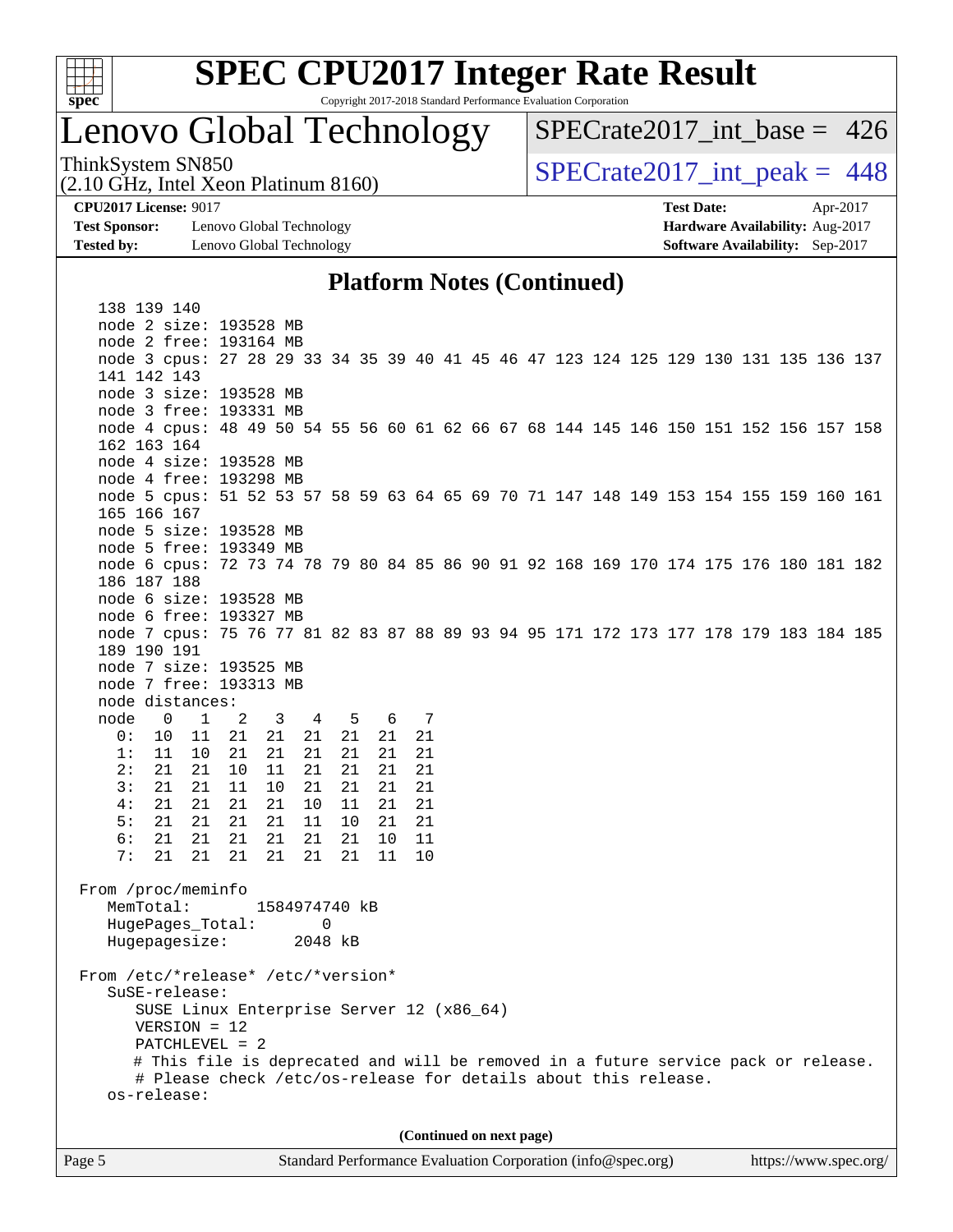# SPEC CPU2017 Integer Rate Result

Copyright 2017-2018 Standard Performance Evaluation Corporation

## Lenovo Global Technology

ThinkSystem SN850
(2.10 GHz, Intel Xeon Platinum 8160)

SPECrate2017_int_base = 426

SPECrate2017_int_peak = 448

**CPU2017 License:** 9017
**Test Sponsor:** Lenovo Global Technology
**Tested by:** Lenovo Global Technology

**Test Date:** Apr-2017
**Hardware Availability:** Aug-2017
**Software Availability:** Sep-2017

### Platform Notes (Continued)

```
   138 139 140
   node 2 size: 193528 MB
   node 2 free: 193164 MB
   node 3 cpus: 27 28 29 33 34 35 39 40 41 45 46 47 123 124 125 129 130 131 135 136 137
   141 142 143
   node 3 size: 193528 MB
   node 3 free: 193331 MB
   node 4 cpus: 48 49 50 54 55 56 60 61 62 66 67 68 144 145 146 150 151 152 156 157 158
   162 163 164
   node 4 size: 193528 MB
   node 4 free: 193298 MB
   node 5 cpus: 51 52 53 57 58 59 63 64 65 69 70 71 147 148 149 153 154 155 159 160 161
   165 166 167
   node 5 size: 193528 MB
   node 5 free: 193349 MB
   node 6 cpus: 72 73 74 78 79 80 84 85 86 90 91 92 168 169 170 174 175 176 180 181 182
   186 187 188
   node 6 size: 193528 MB
   node 6 free: 193327 MB
   node 7 cpus: 75 76 77 81 82 83 87 88 89 93 94 95 171 172 173 177 178 179 183 184 185
   189 190 191
   node 7 size: 193525 MB
   node 7 free: 193313 MB
   node distances:
   node   0   1   2   3   4   5   6   7
     0:  10  11  21  21  21  21  21  21
     1:  11  10  21  21  21  21  21  21
     2:  21  21  10  11  21  21  21  21
     3:  21  21  11  10  21  21  21  21
     4:  21  21  21  21  10  11  21  21
     5:  21  21  21  21  11  10  21  21
     6:  21  21  21  21  21  21  10  11
     7:  21  21  21  21  21  21  11  10

 From /proc/meminfo
    MemTotal:       1584974740 kB
    HugePages_Total:       0
    Hugepagesize:       2048 kB

 From /etc/*release* /etc/*version*
    SuSE-release:
       SUSE Linux Enterprise Server 12 (x86_64)
       VERSION = 12
       PATCHLEVEL = 2
       # This file is deprecated and will be removed in a future service pack or release.
       # Please check /etc/os-release for details about this release.
    os-release:
```

(Continued on next page)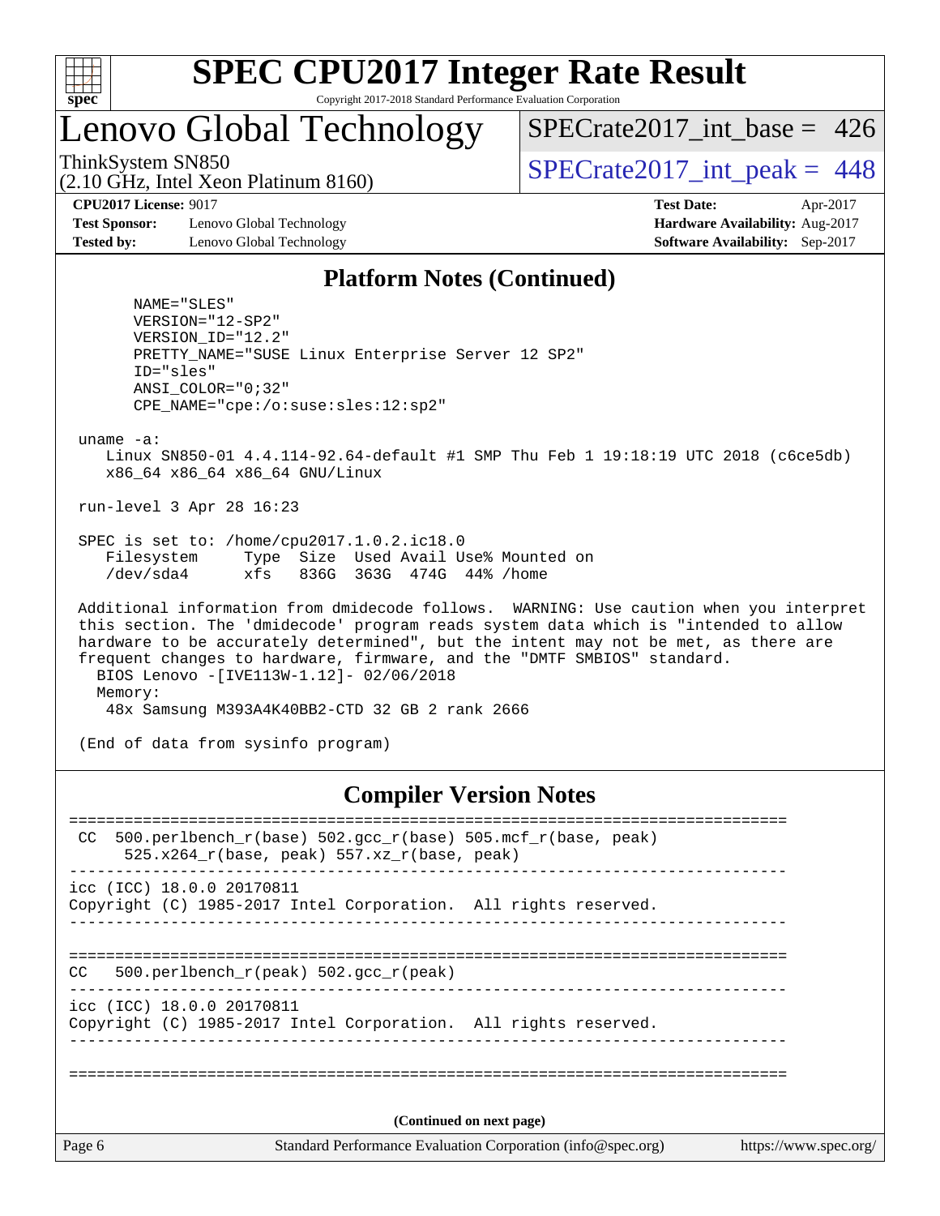# SPEC CPU2017 Integer Rate Result

Copyright 2017-2018 Standard Performance Evaluation Corporation

## Lenovo Global Technology

ThinkSystem SN850
(2.10 GHz, Intel Xeon Platinum 8160)

SPECrate2017_int_base = 426

SPECrate2017_int_peak = 448

**CPU2017 License:** 9017
**Test Sponsor:** Lenovo Global Technology
**Tested by:** Lenovo Global Technology

**Test Date:** Apr-2017
**Hardware Availability:** Aug-2017
**Software Availability:** Sep-2017

### Platform Notes (Continued)

```
      NAME="SLES"
      VERSION="12-SP2"
      VERSION_ID="12.2"
      PRETTY_NAME="SUSE Linux Enterprise Server 12 SP2"
      ID="sles"
      ANSI_COLOR="0;32"
      CPE_NAME="cpe:/o:suse:sles:12:sp2"

 uname -a:
    Linux SN850-01 4.4.114-92.64-default #1 SMP Thu Feb 1 19:18:19 UTC 2018 (c6ce5db)
    x86_64 x86_64 x86_64 GNU/Linux

 run-level 3 Apr 28 16:23

 SPEC is set to: /home/cpu2017.1.0.2.ic18.0
    Filesystem     Type  Size  Used Avail Use% Mounted on
    /dev/sda4      xfs   836G  363G  474G  44% /home

 Additional information from dmidecode follows.  WARNING: Use caution when you interpret
 this section. The 'dmidecode' program reads system data which is "intended to allow
 hardware to be accurately determined", but the intent may not be met, as there are
 frequent changes to hardware, firmware, and the "DMTF SMBIOS" standard.
   BIOS Lenovo -[IVE113W-1.12]- 02/06/2018
   Memory:
    48x Samsung M393A4K40BB2-CTD 32 GB 2 rank 2666

 (End of data from sysinfo program)
```

### Compiler Version Notes

```
==============================================================================
 CC  500.perlbench_r(base) 502.gcc_r(base) 505.mcf_r(base, peak)
      525.x264_r(base, peak) 557.xz_r(base, peak)
------------------------------------------------------------------------------
icc (ICC) 18.0.0 20170811
Copyright (C) 1985-2017 Intel Corporation.  All rights reserved.
------------------------------------------------------------------------------

==============================================================================
CC   500.perlbench_r(peak) 502.gcc_r(peak)
------------------------------------------------------------------------------
icc (ICC) 18.0.0 20170811
Copyright (C) 1985-2017 Intel Corporation.  All rights reserved.
------------------------------------------------------------------------------

==============================================================================
```

(Continued on next page)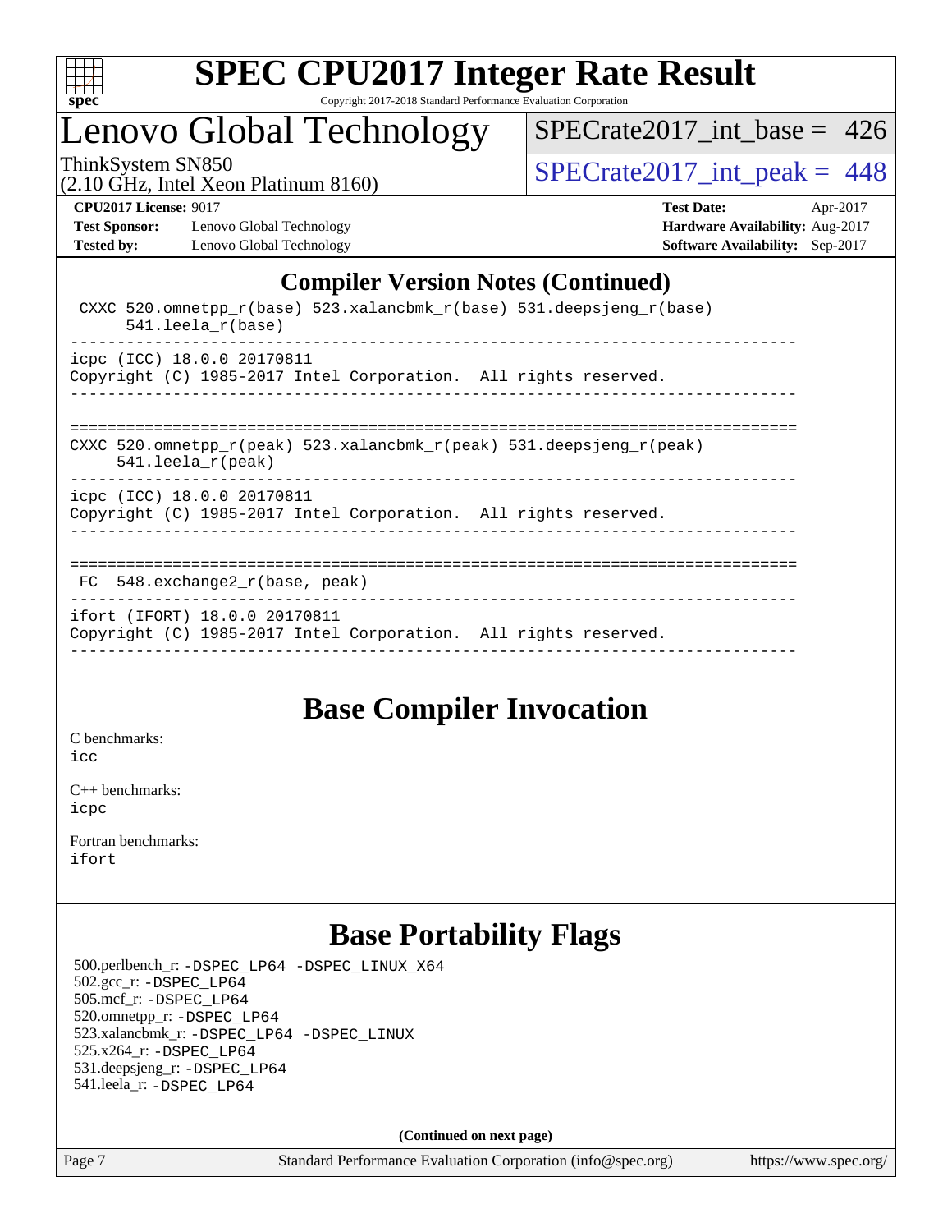## Compiler Version Notes (Continued)

```
 CXXC 520.omnetpp_r(base) 523.xalancbmk_r(base) 531.deepsjeng_r(base)
      541.leela_r(base)
------------------------------------------------------------------------------
icpc (ICC) 18.0.0 20170811
Copyright (C) 1985-2017 Intel Corporation.  All rights reserved.
------------------------------------------------------------------------------

==============================================================================
CXXC 520.omnetpp_r(peak) 523.xalancbmk_r(peak) 531.deepsjeng_r(peak)
     541.leela_r(peak)
------------------------------------------------------------------------------
icpc (ICC) 18.0.0 20170811
Copyright (C) 1985-2017 Intel Corporation.  All rights reserved.
------------------------------------------------------------------------------

==============================================================================
 FC  548.exchange2_r(base, peak)
------------------------------------------------------------------------------
ifort (IFORT) 18.0.0 20170811
Copyright (C) 1985-2017 Intel Corporation.  All rights reserved.
------------------------------------------------------------------------------
```

## Base Compiler Invocation

C benchmarks:
icc

C++ benchmarks:
icpc

Fortran benchmarks:
ifort

## Base Portability Flags

500.perlbench_r: -DSPEC_LP64 -DSPEC_LINUX_X64
502.gcc_r: -DSPEC_LP64
505.mcf_r: -DSPEC_LP64
520.omnetpp_r: -DSPEC_LP64
523.xalancbmk_r: -DSPEC_LP64 -DSPEC_LINUX
525.x264_r: -DSPEC_LP64
531.deepsjeng_r: -DSPEC_LP64
541.leela_r: -DSPEC_LP64

**(Continued on next page)**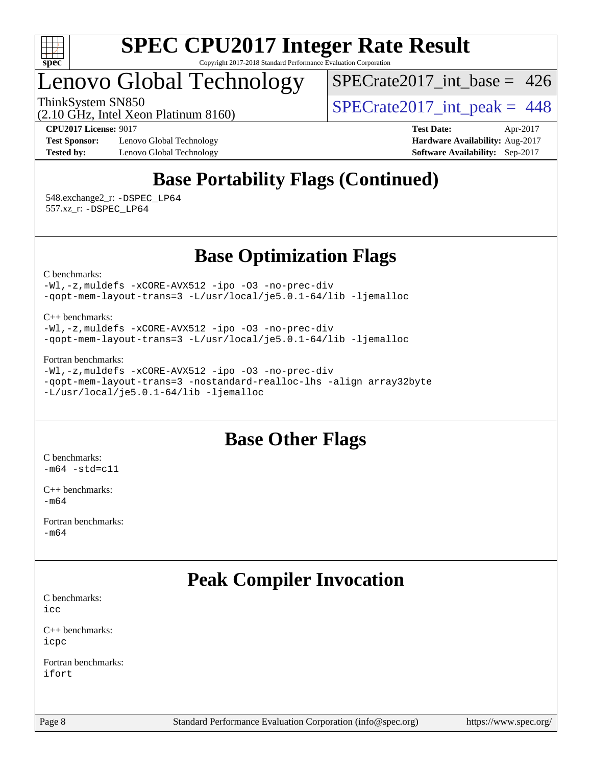# SPEC CPU2017 Integer Rate Result

Copyright 2017-2018 Standard Performance Evaluation Corporation

## Lenovo Global Technology

ThinkSystem SN850
(2.10 GHz, Intel Xeon Platinum 8160)

SPECrate2017_int_base = 426

SPECrate2017_int_peak = 448

**CPU2017 License:** 9017
**Test Sponsor:** Lenovo Global Technology
**Tested by:** Lenovo Global Technology

**Test Date:** Apr-2017
**Hardware Availability:** Aug-2017
**Software Availability:** Sep-2017

## Base Portability Flags (Continued)

548.exchange2_r: -DSPEC_LP64
557.xz_r: -DSPEC_LP64

## Base Optimization Flags

C benchmarks:
```
-Wl,-z,muldefs -xCORE-AVX512 -ipo -O3 -no-prec-div
-qopt-mem-layout-trans=3 -L/usr/local/je5.0.1-64/lib -ljemalloc
```

C++ benchmarks:
```
-Wl,-z,muldefs -xCORE-AVX512 -ipo -O3 -no-prec-div
-qopt-mem-layout-trans=3 -L/usr/local/je5.0.1-64/lib -ljemalloc
```

Fortran benchmarks:
```
-Wl,-z,muldefs -xCORE-AVX512 -ipo -O3 -no-prec-div
-qopt-mem-layout-trans=3 -nostandard-realloc-lhs -align array32byte
-L/usr/local/je5.0.1-64/lib -ljemalloc
```

## Base Other Flags

C benchmarks:
```
-m64 -std=c11
```

C++ benchmarks:
```
-m64
```

Fortran benchmarks:
```
-m64
```

## Peak Compiler Invocation

C benchmarks:
```
icc
```

C++ benchmarks:
```
icpc
```

Fortran benchmarks:
```
ifort
```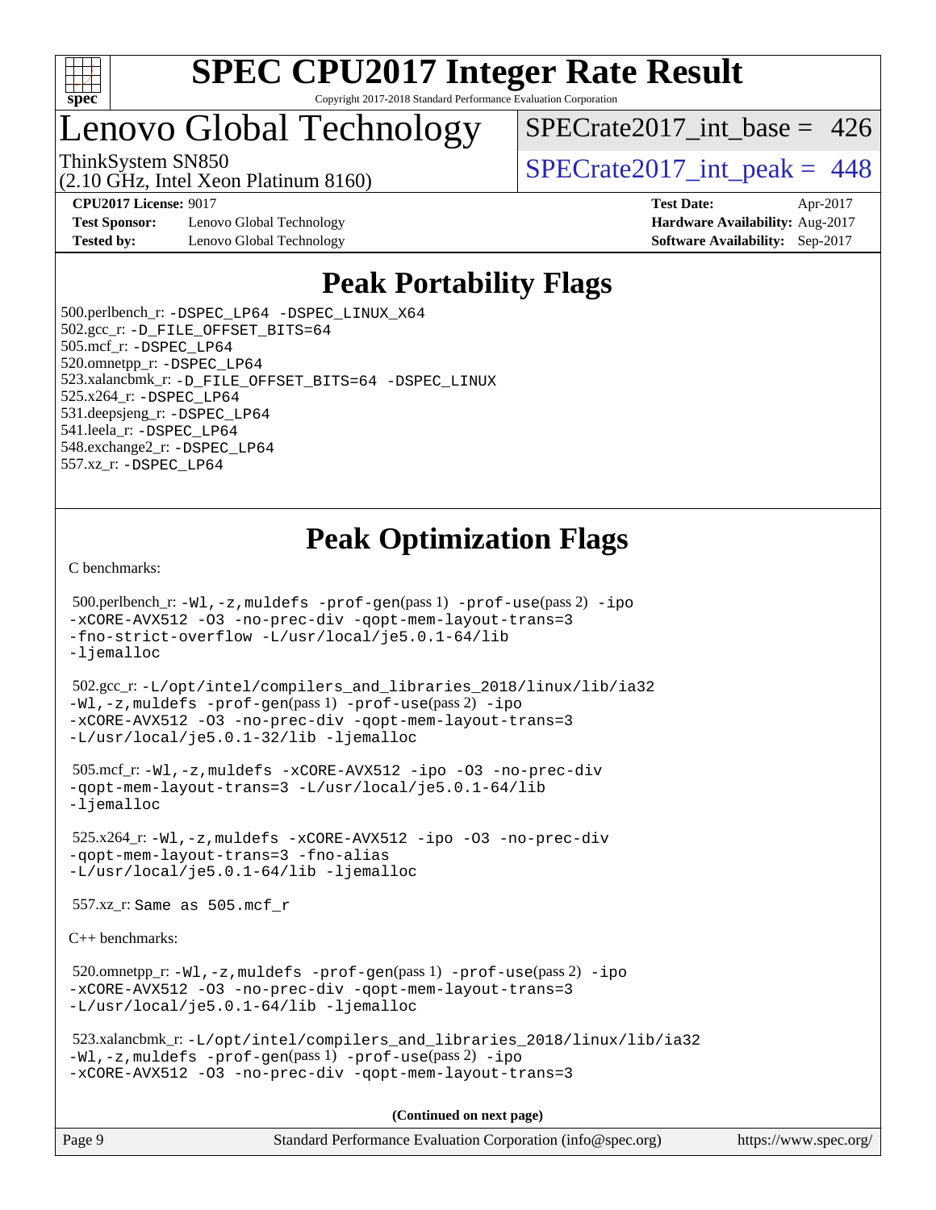# SPEC CPU2017 Integer Rate Result

Copyright 2017-2018 Standard Performance Evaluation Corporation

## Lenovo Global Technology

ThinkSystem SN850
(2.10 GHz, Intel Xeon Platinum 8160)

SPECrate2017_int_base = 426

SPECrate2017_int_peak = 448

**CPU2017 License:** 9017
**Test Sponsor:** Lenovo Global Technology
**Tested by:** Lenovo Global Technology

**Test Date:** Apr-2017
**Hardware Availability:** Aug-2017
**Software Availability:** Sep-2017

# Peak Portability Flags

500.perlbench_r: -DSPEC_LP64 -DSPEC_LINUX_X64
502.gcc_r: -D_FILE_OFFSET_BITS=64
505.mcf_r: -DSPEC_LP64
520.omnetpp_r: -DSPEC_LP64
523.xalancbmk_r: -D_FILE_OFFSET_BITS=64 -DSPEC_LINUX
525.x264_r: -DSPEC_LP64
531.deepsjeng_r: -DSPEC_LP64
541.leela_r: -DSPEC_LP64
548.exchange2_r: -DSPEC_LP64
557.xz_r: -DSPEC_LP64

# Peak Optimization Flags

C benchmarks:

500.perlbench_r: -Wl,-z,muldefs -prof-gen(pass 1) -prof-use(pass 2) -ipo -xCORE-AVX512 -O3 -no-prec-div -qopt-mem-layout-trans=3 -fno-strict-overflow -L/usr/local/je5.0.1-64/lib -ljemalloc

502.gcc_r: -L/opt/intel/compilers_and_libraries_2018/linux/lib/ia32 -Wl,-z,muldefs -prof-gen(pass 1) -prof-use(pass 2) -ipo -xCORE-AVX512 -O3 -no-prec-div -qopt-mem-layout-trans=3 -L/usr/local/je5.0.1-32/lib -ljemalloc

505.mcf_r: -Wl,-z,muldefs -xCORE-AVX512 -ipo -O3 -no-prec-div -qopt-mem-layout-trans=3 -L/usr/local/je5.0.1-64/lib -ljemalloc

525.x264_r: -Wl,-z,muldefs -xCORE-AVX512 -ipo -O3 -no-prec-div -qopt-mem-layout-trans=3 -fno-alias -L/usr/local/je5.0.1-64/lib -ljemalloc

557.xz_r: Same as 505.mcf_r

C++ benchmarks:

520.omnetpp_r: -Wl,-z,muldefs -prof-gen(pass 1) -prof-use(pass 2) -ipo -xCORE-AVX512 -O3 -no-prec-div -qopt-mem-layout-trans=3 -L/usr/local/je5.0.1-64/lib -ljemalloc

523.xalancbmk_r: -L/opt/intel/compilers_and_libraries_2018/linux/lib/ia32 -Wl,-z,muldefs -prof-gen(pass 1) -prof-use(pass 2) -ipo -xCORE-AVX512 -O3 -no-prec-div -qopt-mem-layout-trans=3

**(Continued on next page)**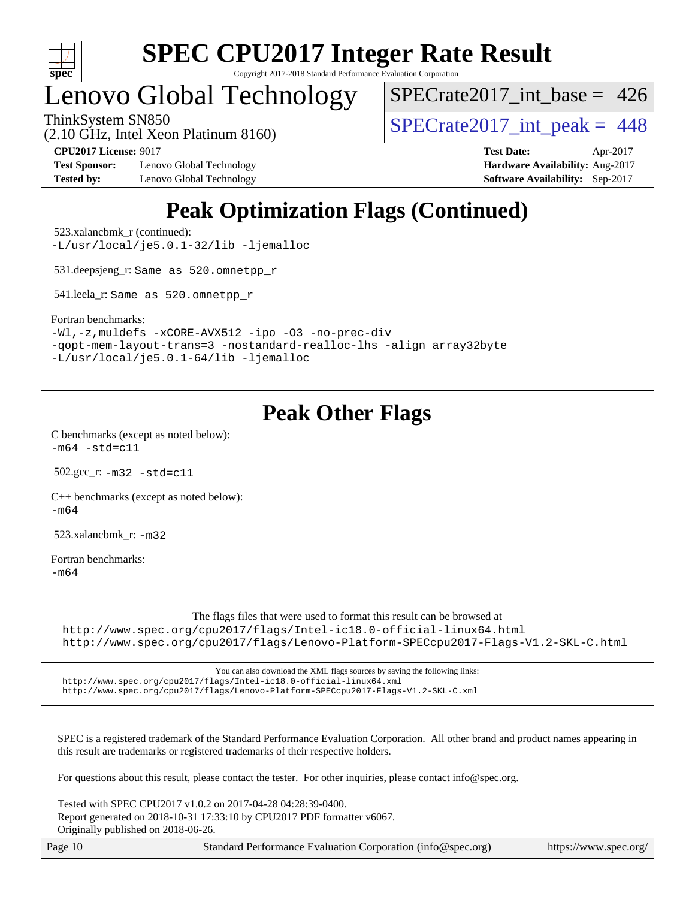# Peak Optimization Flags (Continued)

523.xalancbmk_r (continued):
-L/usr/local/je5.0.1-32/lib -ljemalloc

531.deepsjeng_r: Same as 520.omnetpp_r

541.leela_r: Same as 520.omnetpp_r

Fortran benchmarks:
-Wl,-z,muldefs -xCORE-AVX512 -ipo -O3 -no-prec-div
-qopt-mem-layout-trans=3 -nostandard-realloc-lhs -align array32byte
-L/usr/local/je5.0.1-64/lib -ljemalloc

# Peak Other Flags

C benchmarks (except as noted below):
-m64 -std=c11

502.gcc_r: -m32 -std=c11

C++ benchmarks (except as noted below):
-m64

523.xalancbmk_r: -m32

Fortran benchmarks:
-m64

The flags files that were used to format this result can be browsed at
http://www.spec.org/cpu2017/flags/Intel-ic18.0-official-linux64.html
http://www.spec.org/cpu2017/flags/Lenovo-Platform-SPECcpu2017-Flags-V1.2-SKL-C.html

You can also download the XML flags sources by saving the following links:
http://www.spec.org/cpu2017/flags/Intel-ic18.0-official-linux64.xml
http://www.spec.org/cpu2017/flags/Lenovo-Platform-SPECcpu2017-Flags-V1.2-SKL-C.xml

SPEC is a registered trademark of the Standard Performance Evaluation Corporation. All other brand and product names appearing in this result are trademarks or registered trademarks of their respective holders.

For questions about this result, please contact the tester. For other inquiries, please contact info@spec.org.

Tested with SPEC CPU2017 v1.0.2 on 2017-04-28 04:28:39-0400.
Report generated on 2018-10-31 17:33:10 by CPU2017 PDF formatter v6067.
Originally published on 2018-06-26.